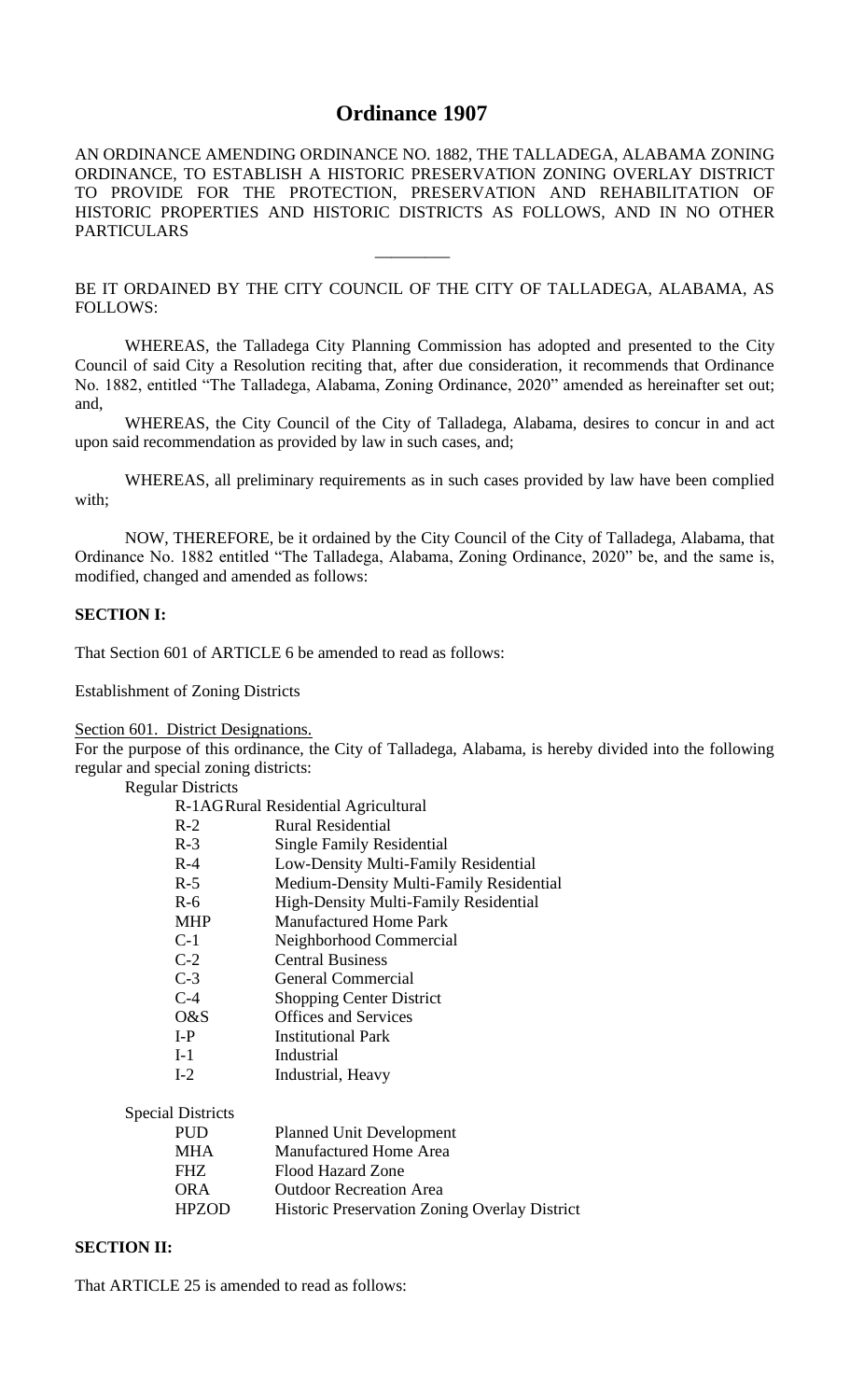# Ordinance 1907

AN ORDINANCE AMENDING ORDINANCE NO. 1882, THE TALLADEGA, ALABAMA ZONING ORDINANCE, TO ESTABLISH A HISTORIC PRESERVATION ZONING OVERLAY DISTRICT TO PROVIDE FOR THE PROTECTION, PRESERVATION AND REHABILITATION OF HISTORIC PROPERTIES AND HISTORIC DISTRICTS AS FOLLOWS, AND IN NO OTHER PARTICULARS

---

BE IT ORDAINED BY THE CITY COUNCIL OF THE CITY OF TALLADEGA, ALABAMA, AS FOLLOWS:

WHEREAS, the Talladega City Planning Commission has adopted and presented to the City Council of said City a Resolution reciting that, after due consideration, it recommends that Ordinance No. 1882, entitled "The Talladega, Alabama, Zoning Ordinance, 2020" amended as hereinafter set out; and,

WHEREAS, the City Council of the City of Talladega, Alabama, desires to concur in and act upon said recommendation as provided by law in such cases, and;

WHEREAS, all preliminary requirements as in such cases provided by law have been complied with;

NOW, THEREFORE, be it ordained by the City Council of the City of Talladega, Alabama, that Ordinance No. 1882 entitled "The Talladega, Alabama, Zoning Ordinance, 2020" be, and the same is, modified, changed and amended as follows:

**SECTION I:**

That Section 601 of ARTICLE 6 be amended to read as follows:

Establishment of Zoning Districts

Section 601. District Designations.

For the purpose of this ordinance, the City of Talladega, Alabama, is hereby divided into the following regular and special zoning districts:

Regular Districts

| | |
|---|---|
| R-1AG | Rural Residential Agricultural |
| R-2 | Rural Residential |
| R-3 | Single Family Residential |
| R-4 | Low-Density Multi-Family Residential |
| R-5 | Medium-Density Multi-Family Residential |
| R-6 | High-Density Multi-Family Residential |
| MHP | Manufactured Home Park |
| C-1 | Neighborhood Commercial |
| C-2 | Central Business |
| C-3 | General Commercial |
| C-4 | Shopping Center District |
| O&S | Offices and Services |
| I-P | Institutional Park |
| I-1 | Industrial |
| I-2 | Industrial, Heavy |

Special Districts

| | |
|---|---|
| PUD | Planned Unit Development |
| MHA | Manufactured Home Area |
| FHZ | Flood Hazard Zone |
| ORA | Outdoor Recreation Area |
| HPZOD | Historic Preservation Zoning Overlay District |

**SECTION II:**

That ARTICLE 25 is amended to read as follows: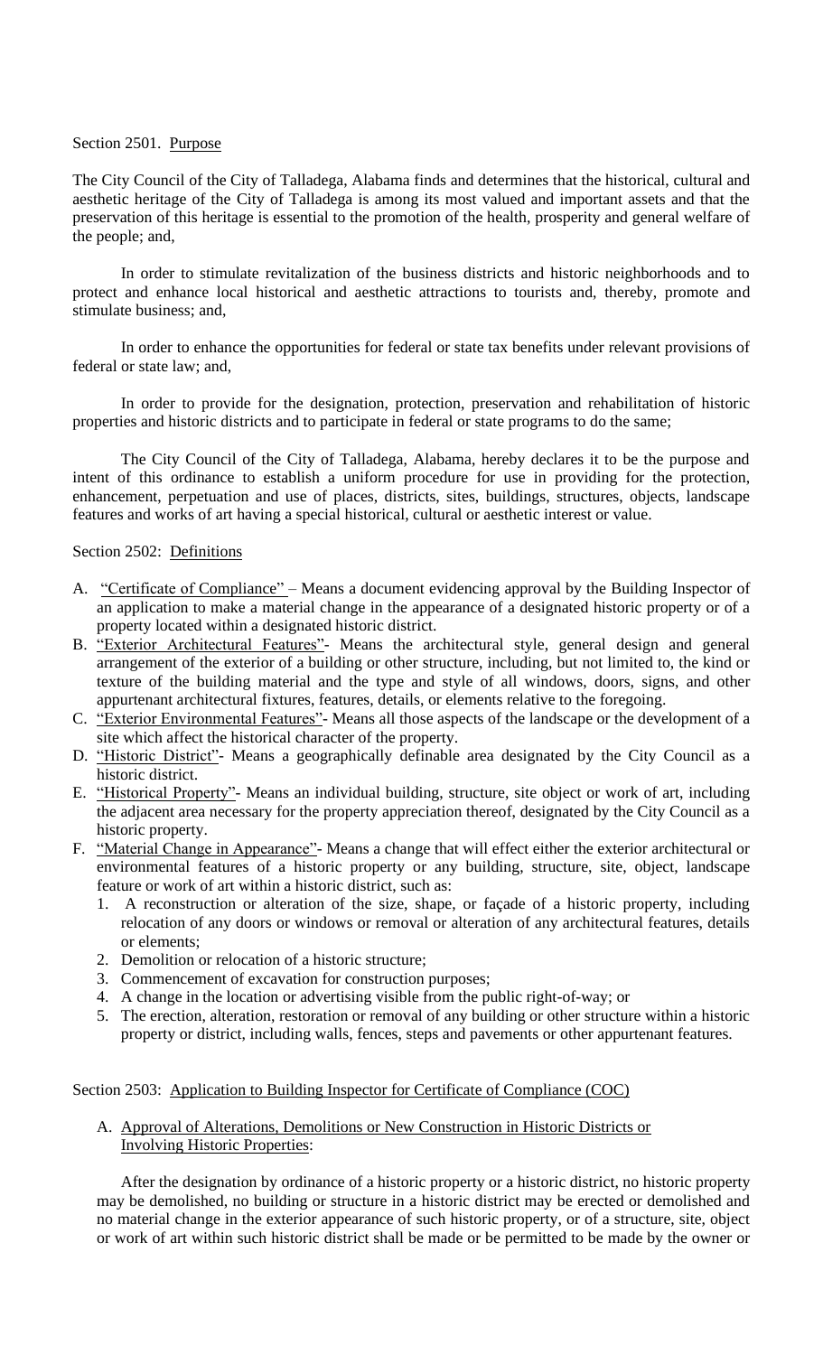Section 2501. Purpose

The City Council of the City of Talladega, Alabama finds and determines that the historical, cultural and aesthetic heritage of the City of Talladega is among its most valued and important assets and that the preservation of this heritage is essential to the promotion of the health, prosperity and general welfare of the people; and,

In order to stimulate revitalization of the business districts and historic neighborhoods and to protect and enhance local historical and aesthetic attractions to tourists and, thereby, promote and stimulate business; and,

In order to enhance the opportunities for federal or state tax benefits under relevant provisions of federal or state law; and,

In order to provide for the designation, protection, preservation and rehabilitation of historic properties and historic districts and to participate in federal or state programs to do the same;

The City Council of the City of Talladega, Alabama, hereby declares it to be the purpose and intent of this ordinance to establish a uniform procedure for use in providing for the protection, enhancement, perpetuation and use of places, districts, sites, buildings, structures, objects, landscape features and works of art having a special historical, cultural or aesthetic interest or value.

Section 2502: Definitions

A. "Certificate of Compliance" – Means a document evidencing approval by the Building Inspector of an application to make a material change in the appearance of a designated historic property or of a property located within a designated historic district.
B. "Exterior Architectural Features"- Means the architectural style, general design and general arrangement of the exterior of a building or other structure, including, but not limited to, the kind or texture of the building material and the type and style of all windows, doors, signs, and other appurtenant architectural fixtures, features, details, or elements relative to the foregoing.
C. "Exterior Environmental Features"- Means all those aspects of the landscape or the development of a site which affect the historical character of the property.
D. "Historic District"- Means a geographically definable area designated by the City Council as a historic district.
E. "Historical Property"- Means an individual building, structure, site object or work of art, including the adjacent area necessary for the property appreciation thereof, designated by the City Council as a historic property.
F. "Material Change in Appearance"- Means a change that will effect either the exterior architectural or environmental features of a historic property or any building, structure, site, object, landscape feature or work of art within a historic district, such as:
   1. A reconstruction or alteration of the size, shape, or façade of a historic property, including relocation of any doors or windows or removal or alteration of any architectural features, details or elements;
   2. Demolition or relocation of a historic structure;
   3. Commencement of excavation for construction purposes;
   4. A change in the location or advertising visible from the public right-of-way; or
   5. The erection, alteration, restoration or removal of any building or other structure within a historic property or district, including walls, fences, steps and pavements or other appurtenant features.

Section 2503: Application to Building Inspector for Certificate of Compliance (COC)

A. Approval of Alterations, Demolitions or New Construction in Historic Districts or Involving Historic Properties:

After the designation by ordinance of a historic property or a historic district, no historic property may be demolished, no building or structure in a historic district may be erected or demolished and no material change in the exterior appearance of such historic property, or of a structure, site, object or work of art within such historic district shall be made or be permitted to be made by the owner or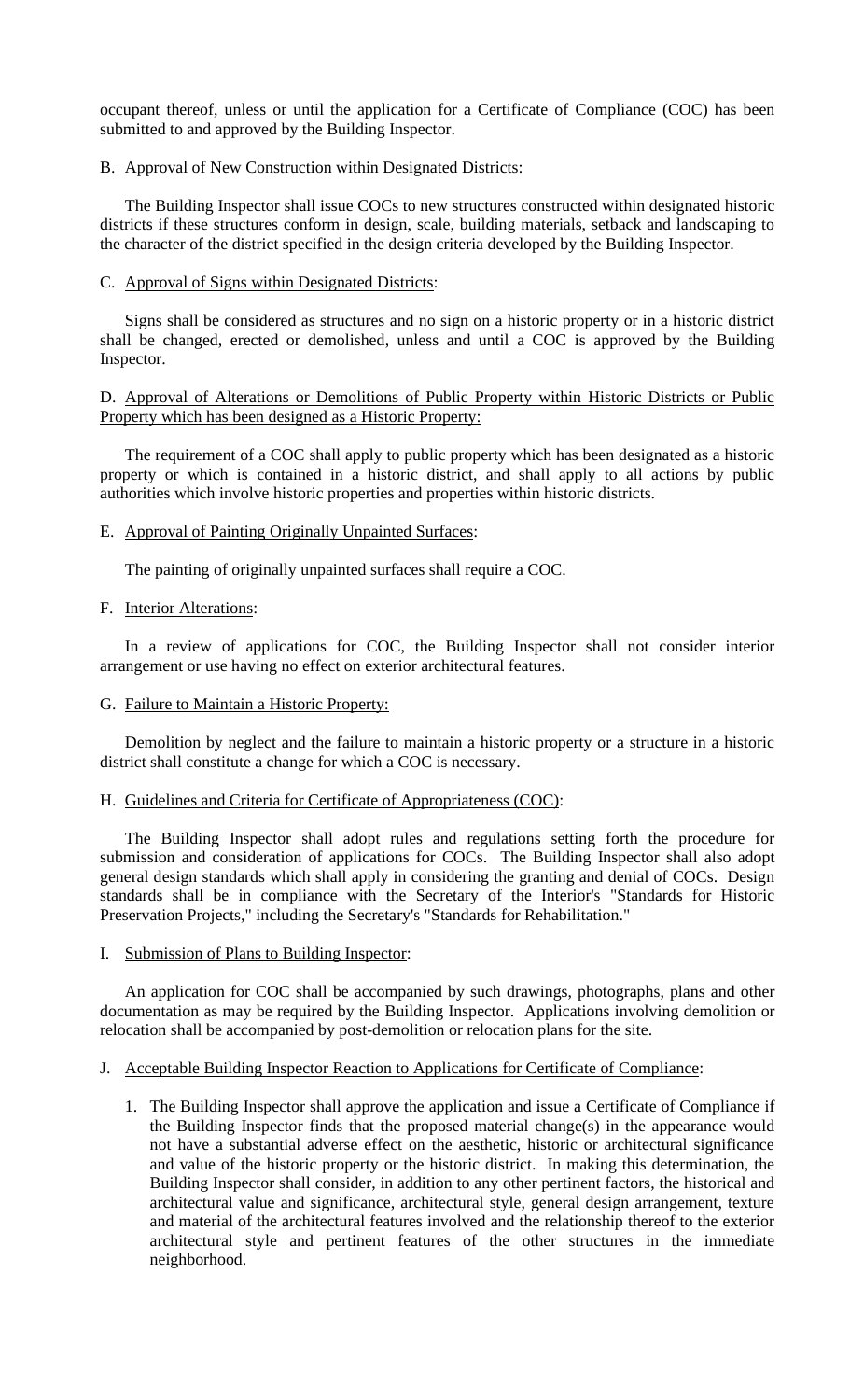occupant thereof, unless or until the application for a Certificate of Compliance (COC) has been submitted to and approved by the Building Inspector.

B. Approval of New Construction within Designated Districts:

The Building Inspector shall issue COCs to new structures constructed within designated historic districts if these structures conform in design, scale, building materials, setback and landscaping to the character of the district specified in the design criteria developed by the Building Inspector.

C. Approval of Signs within Designated Districts:

Signs shall be considered as structures and no sign on a historic property or in a historic district shall be changed, erected or demolished, unless and until a COC is approved by the Building Inspector.

D. Approval of Alterations or Demolitions of Public Property within Historic Districts or Public Property which has been designed as a Historic Property:

The requirement of a COC shall apply to public property which has been designated as a historic property or which is contained in a historic district, and shall apply to all actions by public authorities which involve historic properties and properties within historic districts.

E. Approval of Painting Originally Unpainted Surfaces:

The painting of originally unpainted surfaces shall require a COC.

F. Interior Alterations:

In a review of applications for COC, the Building Inspector shall not consider interior arrangement or use having no effect on exterior architectural features.

G. Failure to Maintain a Historic Property:

Demolition by neglect and the failure to maintain a historic property or a structure in a historic district shall constitute a change for which a COC is necessary.

H. Guidelines and Criteria for Certificate of Appropriateness (COC):

The Building Inspector shall adopt rules and regulations setting forth the procedure for submission and consideration of applications for COCs. The Building Inspector shall also adopt general design standards which shall apply in considering the granting and denial of COCs. Design standards shall be in compliance with the Secretary of the Interior's "Standards for Historic Preservation Projects," including the Secretary's "Standards for Rehabilitation."

I. Submission of Plans to Building Inspector:

An application for COC shall be accompanied by such drawings, photographs, plans and other documentation as may be required by the Building Inspector. Applications involving demolition or relocation shall be accompanied by post-demolition or relocation plans for the site.

J. Acceptable Building Inspector Reaction to Applications for Certificate of Compliance:

1. The Building Inspector shall approve the application and issue a Certificate of Compliance if the Building Inspector finds that the proposed material change(s) in the appearance would not have a substantial adverse effect on the aesthetic, historic or architectural significance and value of the historic property or the historic district. In making this determination, the Building Inspector shall consider, in addition to any other pertinent factors, the historical and architectural value and significance, architectural style, general design arrangement, texture and material of the architectural features involved and the relationship thereof to the exterior architectural style and pertinent features of the other structures in the immediate neighborhood.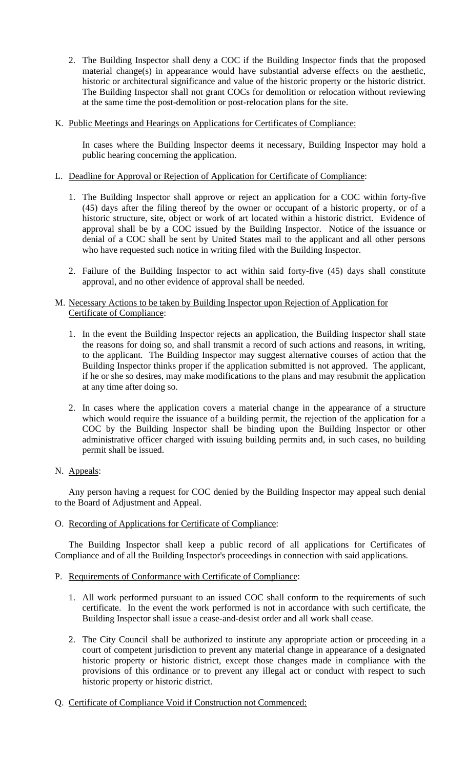2. The Building Inspector shall deny a COC if the Building Inspector finds that the proposed material change(s) in appearance would have substantial adverse effects on the aesthetic, historic or architectural significance and value of the historic property or the historic district. The Building Inspector shall not grant COCs for demolition or relocation without reviewing at the same time the post-demolition or post-relocation plans for the site.

K. Public Meetings and Hearings on Applications for Certificates of Compliance:

In cases where the Building Inspector deems it necessary, Building Inspector may hold a public hearing concerning the application.

L. Deadline for Approval or Rejection of Application for Certificate of Compliance:

1. The Building Inspector shall approve or reject an application for a COC within forty-five (45) days after the filing thereof by the owner or occupant of a historic property, or of a historic structure, site, object or work of art located within a historic district. Evidence of approval shall be by a COC issued by the Building Inspector. Notice of the issuance or denial of a COC shall be sent by United States mail to the applicant and all other persons who have requested such notice in writing filed with the Building Inspector.

2. Failure of the Building Inspector to act within said forty-five (45) days shall constitute approval, and no other evidence of approval shall be needed.

M. Necessary Actions to be taken by Building Inspector upon Rejection of Application for Certificate of Compliance:

1. In the event the Building Inspector rejects an application, the Building Inspector shall state the reasons for doing so, and shall transmit a record of such actions and reasons, in writing, to the applicant. The Building Inspector may suggest alternative courses of action that the Building Inspector thinks proper if the application submitted is not approved. The applicant, if he or she so desires, may make modifications to the plans and may resubmit the application at any time after doing so.

2. In cases where the application covers a material change in the appearance of a structure which would require the issuance of a building permit, the rejection of the application for a COC by the Building Inspector shall be binding upon the Building Inspector or other administrative officer charged with issuing building permits and, in such cases, no building permit shall be issued.

N. Appeals:

Any person having a request for COC denied by the Building Inspector may appeal such denial to the Board of Adjustment and Appeal.

O. Recording of Applications for Certificate of Compliance:

The Building Inspector shall keep a public record of all applications for Certificates of Compliance and of all the Building Inspector's proceedings in connection with said applications.

P. Requirements of Conformance with Certificate of Compliance:

1. All work performed pursuant to an issued COC shall conform to the requirements of such certificate. In the event the work performed is not in accordance with such certificate, the Building Inspector shall issue a cease-and-desist order and all work shall cease.

2. The City Council shall be authorized to institute any appropriate action or proceeding in a court of competent jurisdiction to prevent any material change in appearance of a designated historic property or historic district, except those changes made in compliance with the provisions of this ordinance or to prevent any illegal act or conduct with respect to such historic property or historic district.

Q. Certificate of Compliance Void if Construction not Commenced: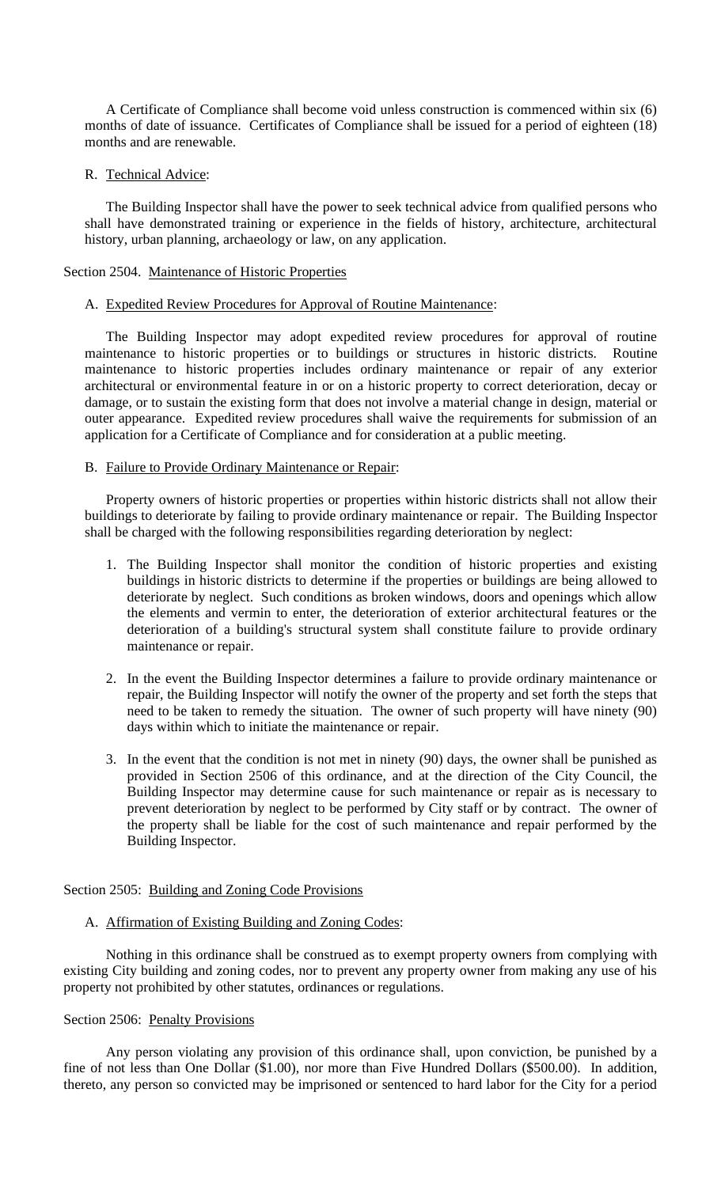A Certificate of Compliance shall become void unless construction is commenced within six (6) months of date of issuance. Certificates of Compliance shall be issued for a period of eighteen (18) months and are renewable.

R. Technical Advice:

The Building Inspector shall have the power to seek technical advice from qualified persons who shall have demonstrated training or experience in the fields of history, architecture, architectural history, urban planning, archaeology or law, on any application.

## Section 2504. Maintenance of Historic Properties

A. Expedited Review Procedures for Approval of Routine Maintenance:

The Building Inspector may adopt expedited review procedures for approval of routine maintenance to historic properties or to buildings or structures in historic districts. Routine maintenance to historic properties includes ordinary maintenance or repair of any exterior architectural or environmental feature in or on a historic property to correct deterioration, decay or damage, or to sustain the existing form that does not involve a material change in design, material or outer appearance. Expedited review procedures shall waive the requirements for submission of an application for a Certificate of Compliance and for consideration at a public meeting.

B. Failure to Provide Ordinary Maintenance or Repair:

Property owners of historic properties or properties within historic districts shall not allow their buildings to deteriorate by failing to provide ordinary maintenance or repair. The Building Inspector shall be charged with the following responsibilities regarding deterioration by neglect:

1. The Building Inspector shall monitor the condition of historic properties and existing buildings in historic districts to determine if the properties or buildings are being allowed to deteriorate by neglect. Such conditions as broken windows, doors and openings which allow the elements and vermin to enter, the deterioration of exterior architectural features or the deterioration of a building's structural system shall constitute failure to provide ordinary maintenance or repair.

2. In the event the Building Inspector determines a failure to provide ordinary maintenance or repair, the Building Inspector will notify the owner of the property and set forth the steps that need to be taken to remedy the situation. The owner of such property will have ninety (90) days within which to initiate the maintenance or repair.

3. In the event that the condition is not met in ninety (90) days, the owner shall be punished as provided in Section 2506 of this ordinance, and at the direction of the City Council, the Building Inspector may determine cause for such maintenance or repair as is necessary to prevent deterioration by neglect to be performed by City staff or by contract. The owner of the property shall be liable for the cost of such maintenance and repair performed by the Building Inspector.

## Section 2505: Building and Zoning Code Provisions

A. Affirmation of Existing Building and Zoning Codes:

Nothing in this ordinance shall be construed as to exempt property owners from complying with existing City building and zoning codes, nor to prevent any property owner from making any use of his property not prohibited by other statutes, ordinances or regulations.

## Section 2506: Penalty Provisions

Any person violating any provision of this ordinance shall, upon conviction, be punished by a fine of not less than One Dollar ($1.00), nor more than Five Hundred Dollars ($500.00). In addition, thereto, any person so convicted may be imprisoned or sentenced to hard labor for the City for a period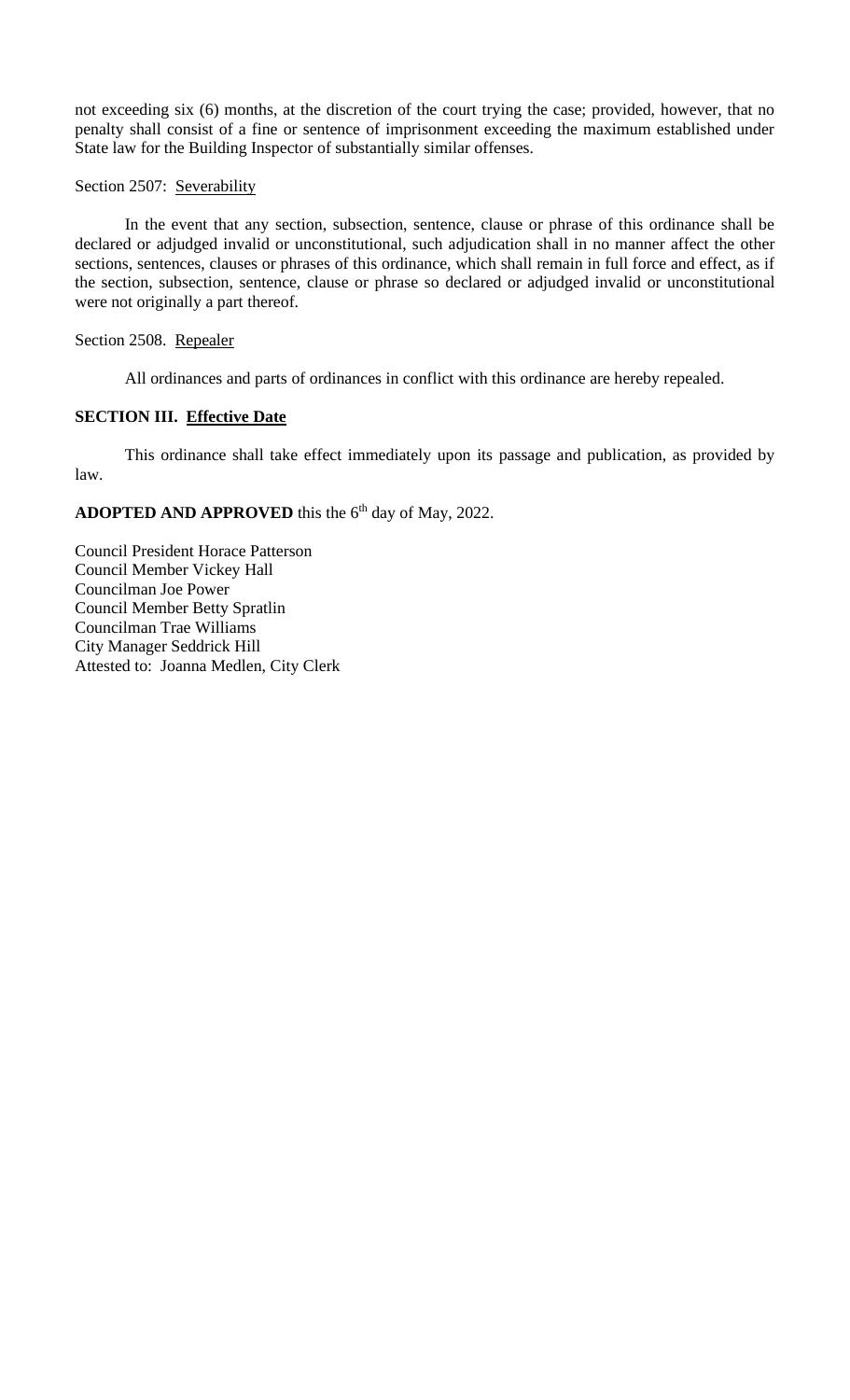not exceeding six (6) months, at the discretion of the court trying the case; provided, however, that no penalty shall consist of a fine or sentence of imprisonment exceeding the maximum established under State law for the Building Inspector of substantially similar offenses.

Section 2507: Severability

In the event that any section, subsection, sentence, clause or phrase of this ordinance shall be declared or adjudged invalid or unconstitutional, such adjudication shall in no manner affect the other sections, sentences, clauses or phrases of this ordinance, which shall remain in full force and effect, as if the section, subsection, sentence, clause or phrase so declared or adjudged invalid or unconstitutional were not originally a part thereof.

Section 2508. Repealer

All ordinances and parts of ordinances in conflict with this ordinance are hereby repealed.

**SECTION III. Effective Date**

This ordinance shall take effect immediately upon its passage and publication, as provided by law.

**ADOPTED AND APPROVED** this the 6th day of May, 2022.

Council President Horace Patterson
Council Member Vickey Hall
Councilman Joe Power
Council Member Betty Spratlin
Councilman Trae Williams
City Manager Seddrick Hill
Attested to: Joanna Medlen, City Clerk